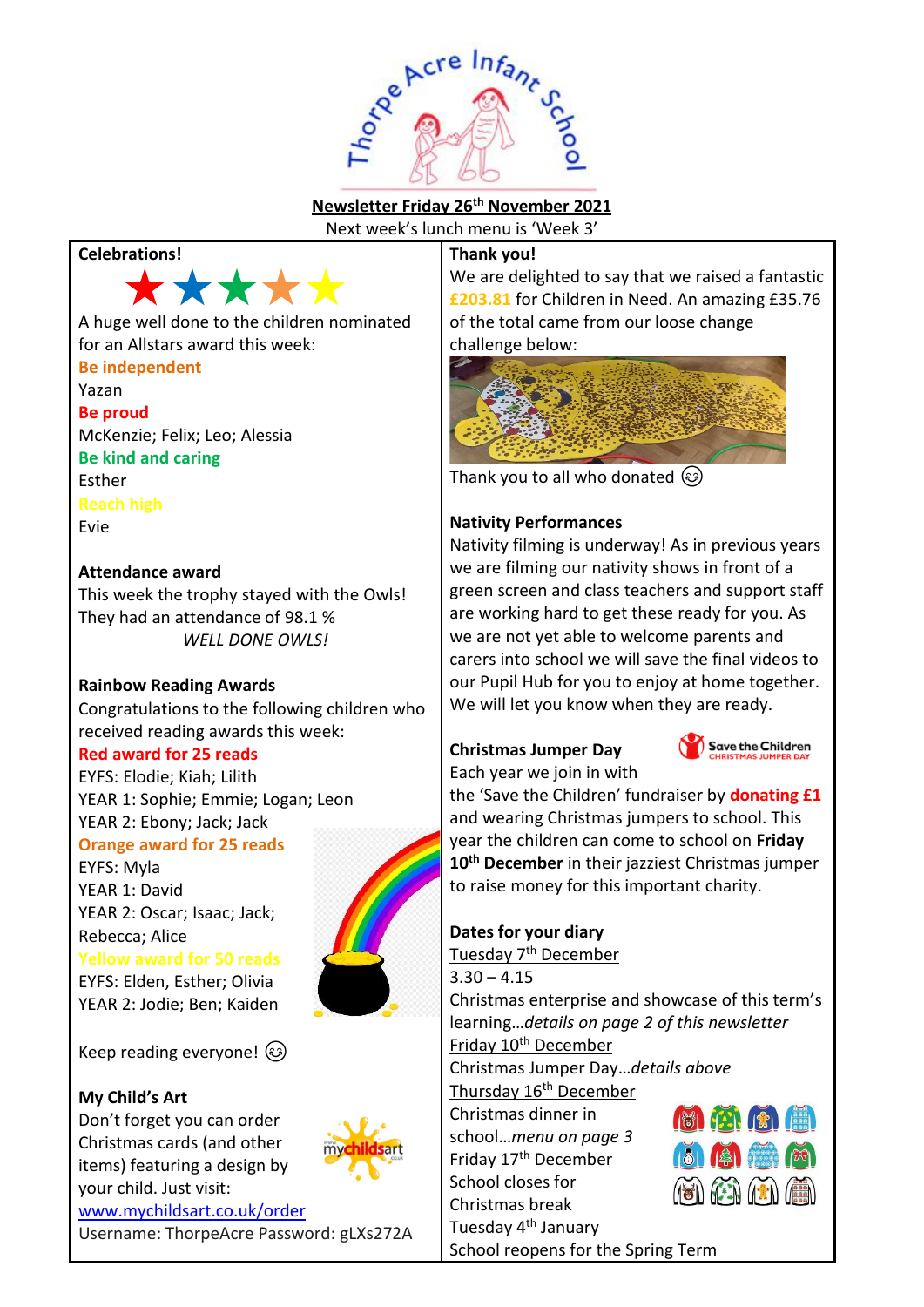# Thorpe Acre Infant School

**Newsletter Friday 26th November 2021**

Next week's lunch menu is 'Week 3'

## Celebrations!

A huge well done to the children nominated for an Allstars award this week:

**Be independent**
Yazan

**Be proud**
McKenzie; Felix; Leo; Alessia

**Be kind and caring**
Esther

**Reach high**
Evie

## Attendance award

This week the trophy stayed with the Owls! They had an attendance of 98.1 %

*WELL DONE OWLS!*

## Rainbow Reading Awards

Congratulations to the following children who received reading awards this week:

**Red award for 25 reads**
EYFS: Elodie; Kiah; Lilith
YEAR 1: Sophie; Emmie; Logan; Leon
YEAR 2: Ebony; Jack; Jack

**Orange award for 25 reads**
EYFS: Myla
YEAR 1: David
YEAR 2: Oscar; Isaac; Jack; Rebecca; Alice

**Yellow award for 50 reads**
EYFS: Elden, Esther; Olivia
YEAR 2: Jodie; Ben; Kaiden

Keep reading everyone! ☺

## My Child's Art

Don't forget you can order Christmas cards (and other items) featuring a design by your child. Just visit: www.mychildsart.co.uk/order

Username: ThorpeAcre Password: gLXs272A

## Thank you!

We are delighted to say that we raised a fantastic **£203.81** for Children in Need. An amazing £35.76 of the total came from our loose change challenge below:

Thank you to all who donated ☺

## Nativity Performances

Nativity filming is underway! As in previous years we are filming our nativity shows in front of a green screen and class teachers and support staff are working hard to get these ready for you. As we are not yet able to welcome parents and carers into school we will save the final videos to our Pupil Hub for you to enjoy at home together. We will let you know when they are ready.

## Christmas Jumper Day

Each year we join in with the 'Save the Children' fundraiser by **donating £1** and wearing Christmas jumpers to school. This year the children can come to school on **Friday 10th December** in their jazziest Christmas jumper to raise money for this important charity.

## Dates for your diary

Tuesday 7th December
3.30 – 4.15
Christmas enterprise and showcase of this term's learning…*details on page 2 of this newsletter*

Friday 10th December
Christmas Jumper Day…*details above*

Thursday 16th December
Christmas dinner in school…*menu on page 3*

Friday 17th December
School closes for Christmas break

Tuesday 4th January
School reopens for the Spring Term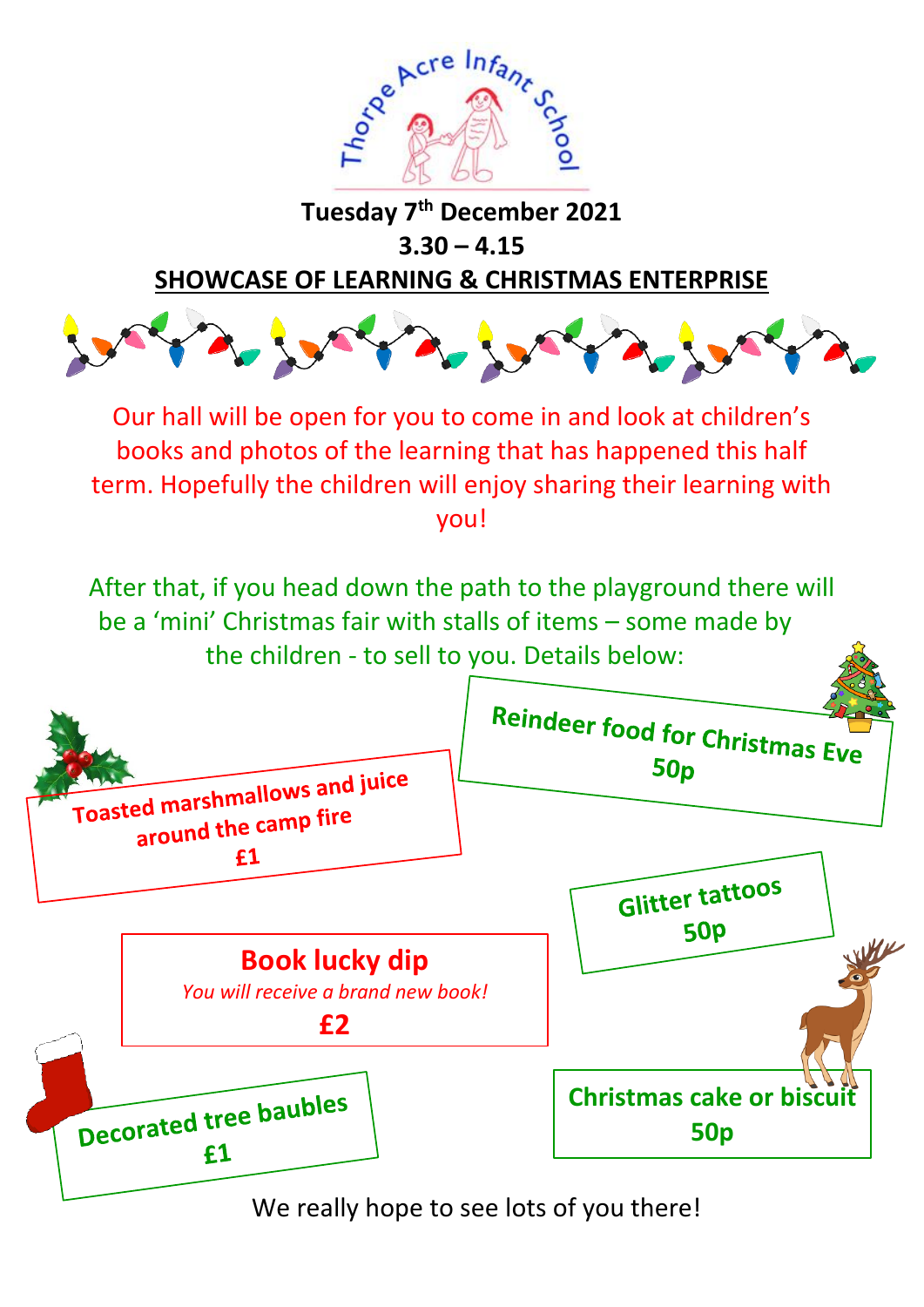Thorpe Acre Infant School

**Tuesday 7th December 2021**

**3.30 – 4.15**

**SHOWCASE OF LEARNING & CHRISTMAS ENTERPRISE**

Our hall will be open for you to come in and look at children's books and photos of the learning that has happened this half term. Hopefully the children will enjoy sharing their learning with you!

After that, if you head down the path to the playground there will be a 'mini' Christmas fair with stalls of items – some made by the children - to sell to you. Details below:

**Reindeer food for Christmas Eve**
**50p**

**Toasted marshmallows and juice around the camp fire**
**£1**

**Glitter tattoos**
**50p**

**Book lucky dip**
*You will receive a brand new book!*
**£2**

**Decorated tree baubles**
**£1**

**Christmas cake or biscuit**
**50p**

We really hope to see lots of you there!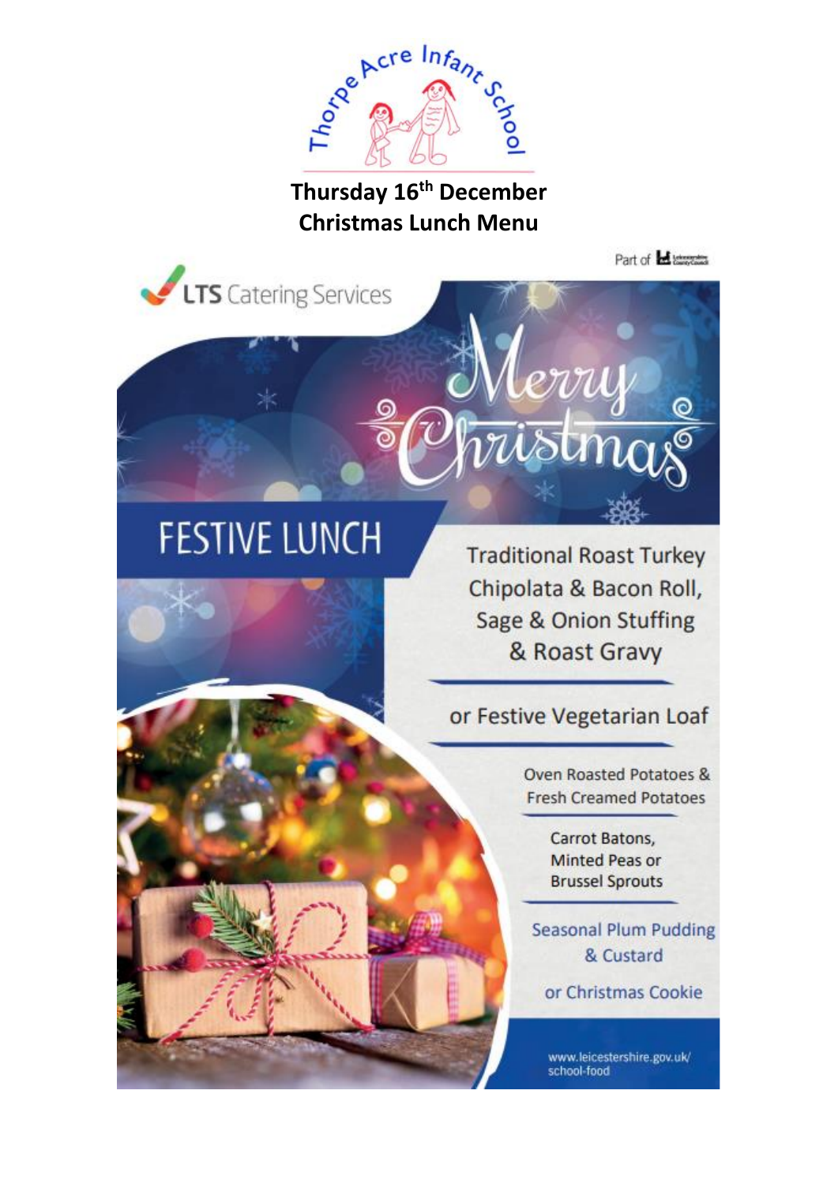Thorpe Acre Infant School

# Thursday 16th December
# Christmas Lunch Menu

Part of Leicestershire County Council

LTS Catering Services

Merry Christmas

## FESTIVE LUNCH

Traditional Roast Turkey
Chipolata & Bacon Roll,
Sage & Onion Stuffing
& Roast Gravy

or Festive Vegetarian Loaf

Oven Roasted Potatoes &
Fresh Creamed Potatoes

Carrot Batons,
Minted Peas or
Brussel Sprouts

Seasonal Plum Pudding
& Custard

or Christmas Cookie

www.leicestershire.gov.uk/school-food